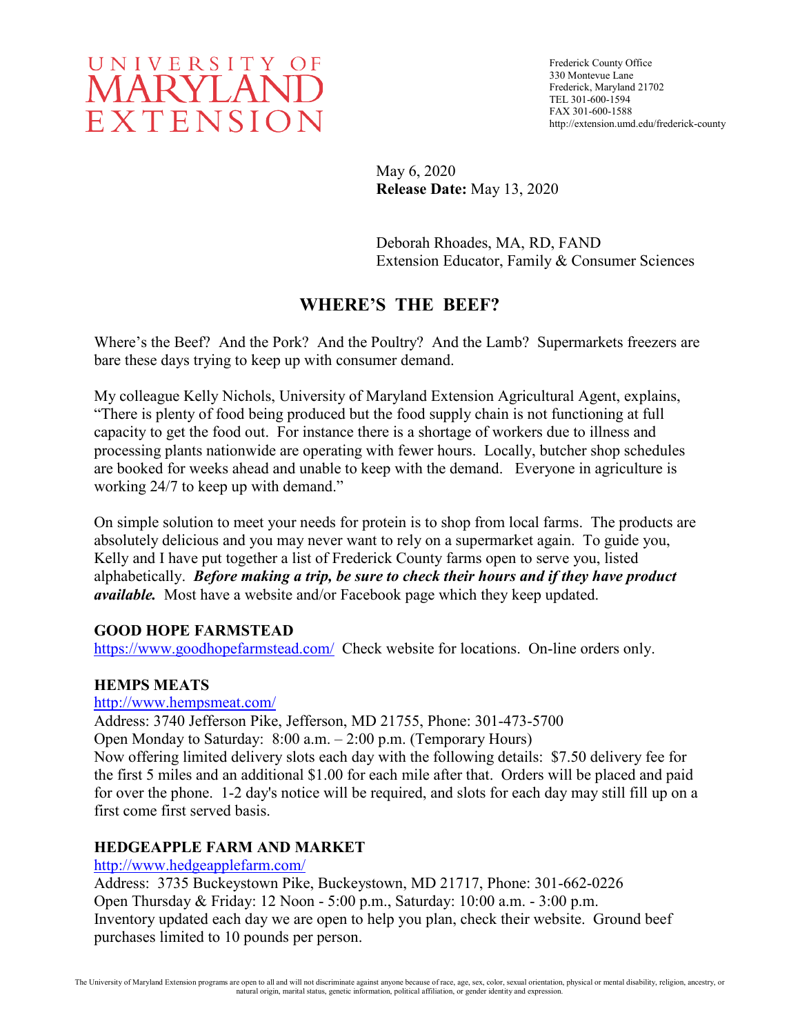UNIVERSITY OF MARYLAND EXTENSION

Frederick County Office
330 Montevue Lane
Frederick, Maryland 21702
TEL 301-600-1594
FAX 301-600-1588
http://extension.umd.edu/frederick-county

May 6, 2020
**Release Date:** May 13, 2020

Deborah Rhoades, MA, RD, FAND
Extension Educator, Family & Consumer Sciences

# WHERE'S THE BEEF?

Where's the Beef? And the Pork? And the Poultry? And the Lamb? Supermarkets freezers are bare these days trying to keep up with consumer demand.

My colleague Kelly Nichols, University of Maryland Extension Agricultural Agent, explains, "There is plenty of food being produced but the food supply chain is not functioning at full capacity to get the food out. For instance there is a shortage of workers due to illness and processing plants nationwide are operating with fewer hours. Locally, butcher shop schedules are booked for weeks ahead and unable to keep with the demand. Everyone in agriculture is working 24/7 to keep up with demand."

On simple solution to meet your needs for protein is to shop from local farms. The products are absolutely delicious and you may never want to rely on a supermarket again. To guide you, Kelly and I have put together a list of Frederick County farms open to serve you, listed alphabetically. ***Before making a trip, be sure to check their hours and if they have product available.*** Most have a website and/or Facebook page which they keep updated.

**GOOD HOPE FARMSTEAD**
https://www.goodhopefarmstead.com/ Check website for locations. On-line orders only.

**HEMPS MEATS**
http://www.hempsmeat.com/
Address: 3740 Jefferson Pike, Jefferson, MD 21755, Phone: 301-473-5700
Open Monday to Saturday: 8:00 a.m. – 2:00 p.m. (Temporary Hours)
Now offering limited delivery slots each day with the following details: $7.50 delivery fee for the first 5 miles and an additional $1.00 for each mile after that. Orders will be placed and paid for over the phone. 1-2 day's notice will be required, and slots for each day may still fill up on a first come first served basis.

**HEDGEAPPLE FARM AND MARKET**
http://www.hedgeapplefarm.com/
Address: 3735 Buckeystown Pike, Buckeystown, MD 21717, Phone: 301-662-0226
Open Thursday & Friday: 12 Noon - 5:00 p.m., Saturday: 10:00 a.m. - 3:00 p.m.
Inventory updated each day we are open to help you plan, check their website. Ground beef purchases limited to 10 pounds per person.

The University of Maryland Extension programs are open to all and will not discriminate against anyone because of race, age, sex, color, sexual orientation, physical or mental disability, religion, ancestry, or natural origin, marital status, genetic information, political affiliation, or gender identity and expression.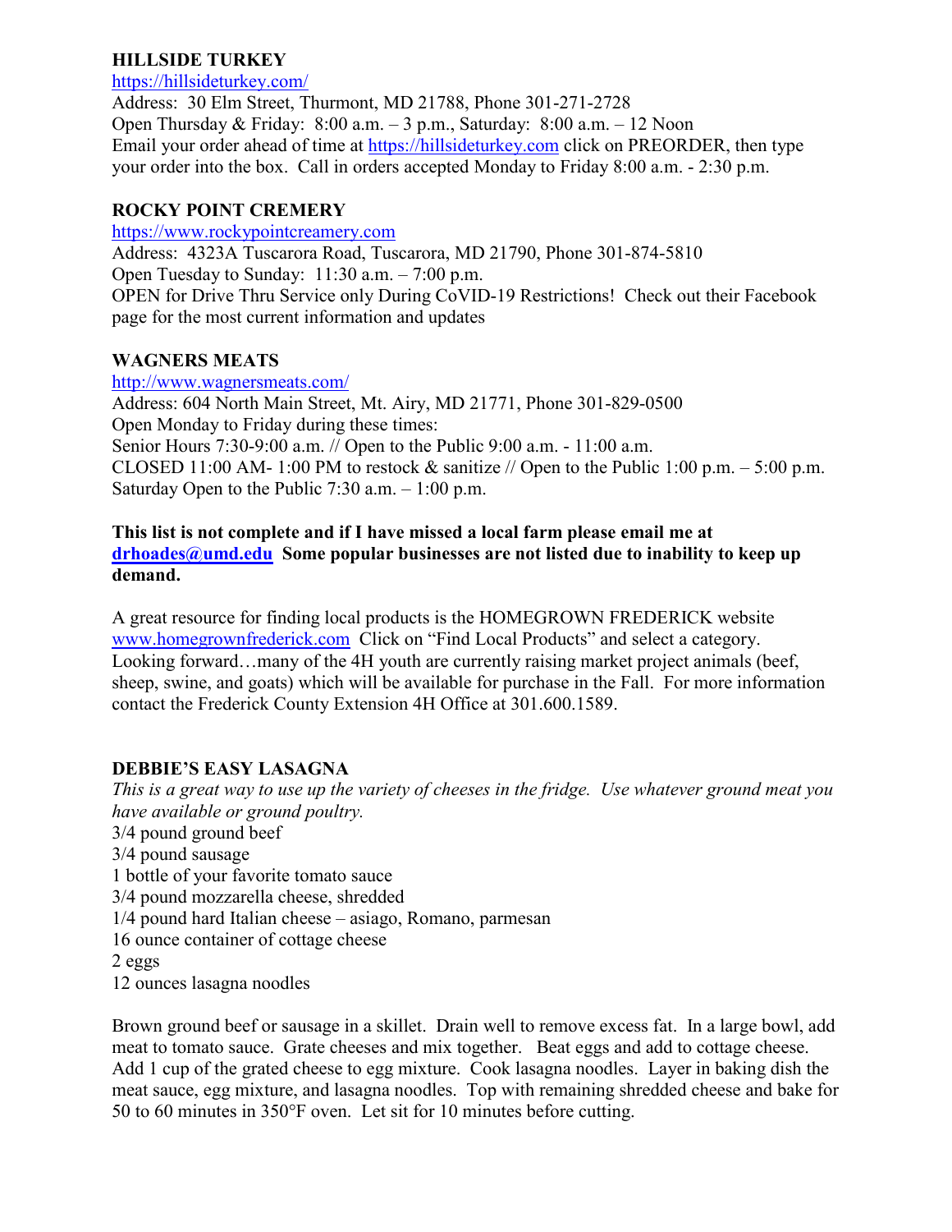### HILLSIDE TURKEY

https://hillsideturkey.com/

Address: 30 Elm Street, Thurmont, MD 21788, Phone 301-271-2728
Open Thursday & Friday: 8:00 a.m. – 3 p.m., Saturday: 8:00 a.m. – 12 Noon
Email your order ahead of time at https://hillsideturkey.com click on PREORDER, then type your order into the box. Call in orders accepted Monday to Friday 8:00 a.m. - 2:30 p.m.

### ROCKY POINT CREMERY

https://www.rockypointcreamery.com

Address: 4323A Tuscarora Road, Tuscarora, MD 21790, Phone 301-874-5810
Open Tuesday to Sunday: 11:30 a.m. – 7:00 p.m.
OPEN for Drive Thru Service only During CoVID-19 Restrictions! Check out their Facebook page for the most current information and updates

### WAGNERS MEATS

http://www.wagnersmeats.com/

Address: 604 North Main Street, Mt. Airy, MD 21771, Phone 301-829-0500
Open Monday to Friday during these times:
Senior Hours 7:30-9:00 a.m. // Open to the Public 9:00 a.m. - 11:00 a.m.
CLOSED 11:00 AM- 1:00 PM to restock & sanitize // Open to the Public 1:00 p.m. – 5:00 p.m.
Saturday Open to the Public 7:30 a.m. – 1:00 p.m.

**This list is not complete and if I have missed a local farm please email me at drhoades@umd.edu Some popular businesses are not listed due to inability to keep up demand.**

A great resource for finding local products is the HOMEGROWN FREDERICK website www.homegrownfrederick.com Click on "Find Local Products" and select a category. Looking forward…many of the 4H youth are currently raising market project animals (beef, sheep, swine, and goats) which will be available for purchase in the Fall. For more information contact the Frederick County Extension 4H Office at 301.600.1589.

### DEBBIE'S EASY LASAGNA

*This is a great way to use up the variety of cheeses in the fridge. Use whatever ground meat you have available or ground poultry.*

3/4 pound ground beef
3/4 pound sausage
1 bottle of your favorite tomato sauce
3/4 pound mozzarella cheese, shredded
1/4 pound hard Italian cheese – asiago, Romano, parmesan
16 ounce container of cottage cheese
2 eggs
12 ounces lasagna noodles

Brown ground beef or sausage in a skillet. Drain well to remove excess fat. In a large bowl, add meat to tomato sauce. Grate cheeses and mix together. Beat eggs and add to cottage cheese. Add 1 cup of the grated cheese to egg mixture. Cook lasagna noodles. Layer in baking dish the meat sauce, egg mixture, and lasagna noodles. Top with remaining shredded cheese and bake for 50 to 60 minutes in 350°F oven. Let sit for 10 minutes before cutting.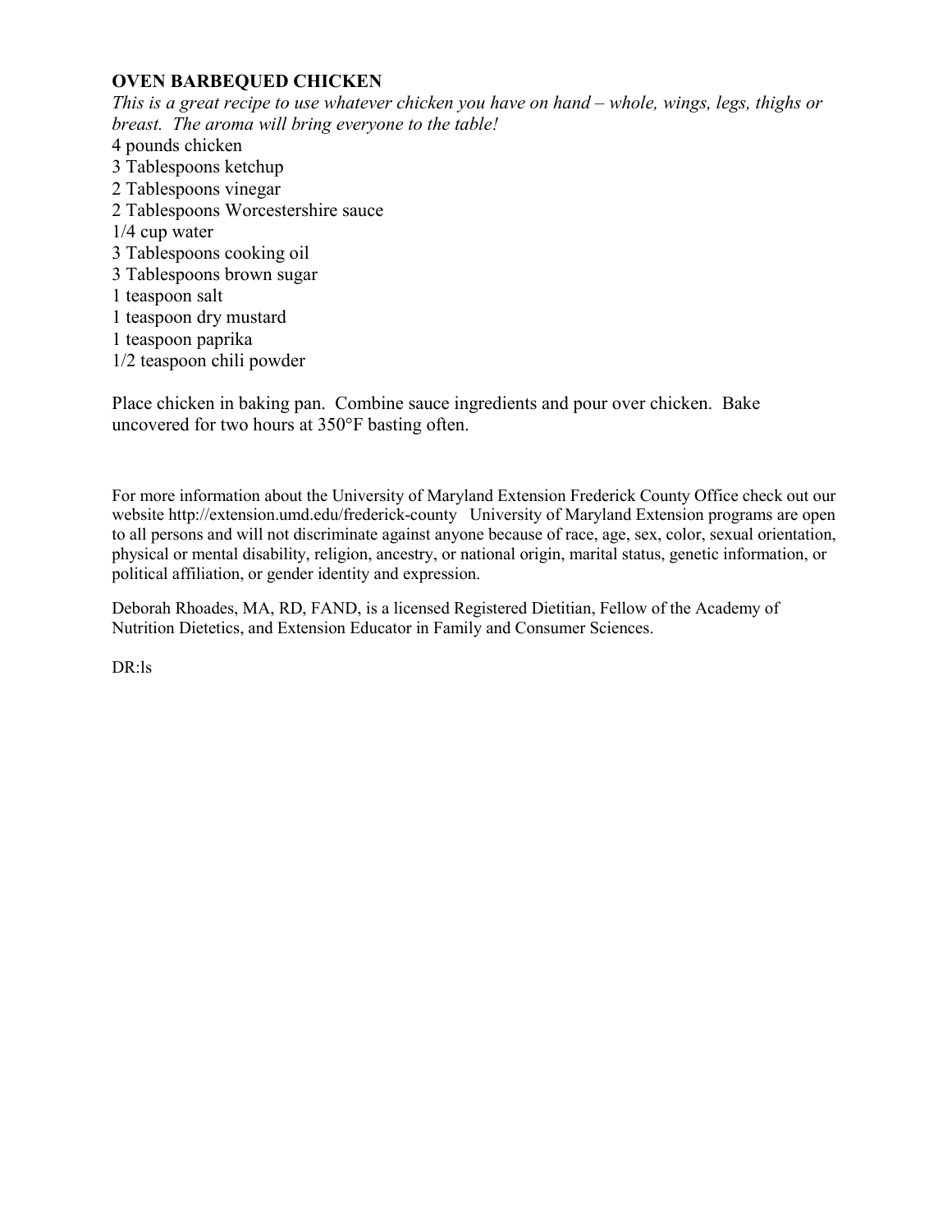**OVEN BARBEQUED CHICKEN**

*This is a great recipe to use whatever chicken you have on hand – whole, wings, legs, thighs or breast. The aroma will bring everyone to the table!*

4 pounds chicken
3 Tablespoons ketchup
2 Tablespoons vinegar
2 Tablespoons Worcestershire sauce
1/4 cup water
3 Tablespoons cooking oil
3 Tablespoons brown sugar
1 teaspoon salt
1 teaspoon dry mustard
1 teaspoon paprika
1/2 teaspoon chili powder

Place chicken in baking pan. Combine sauce ingredients and pour over chicken. Bake uncovered for two hours at 350°F basting often.

For more information about the University of Maryland Extension Frederick County Office check out our website http://extension.umd.edu/frederick-county University of Maryland Extension programs are open to all persons and will not discriminate against anyone because of race, age, sex, color, sexual orientation, physical or mental disability, religion, ancestry, or national origin, marital status, genetic information, or political affiliation, or gender identity and expression.

Deborah Rhoades, MA, RD, FAND, is a licensed Registered Dietitian, Fellow of the Academy of Nutrition Dietetics, and Extension Educator in Family and Consumer Sciences.

DR:ls